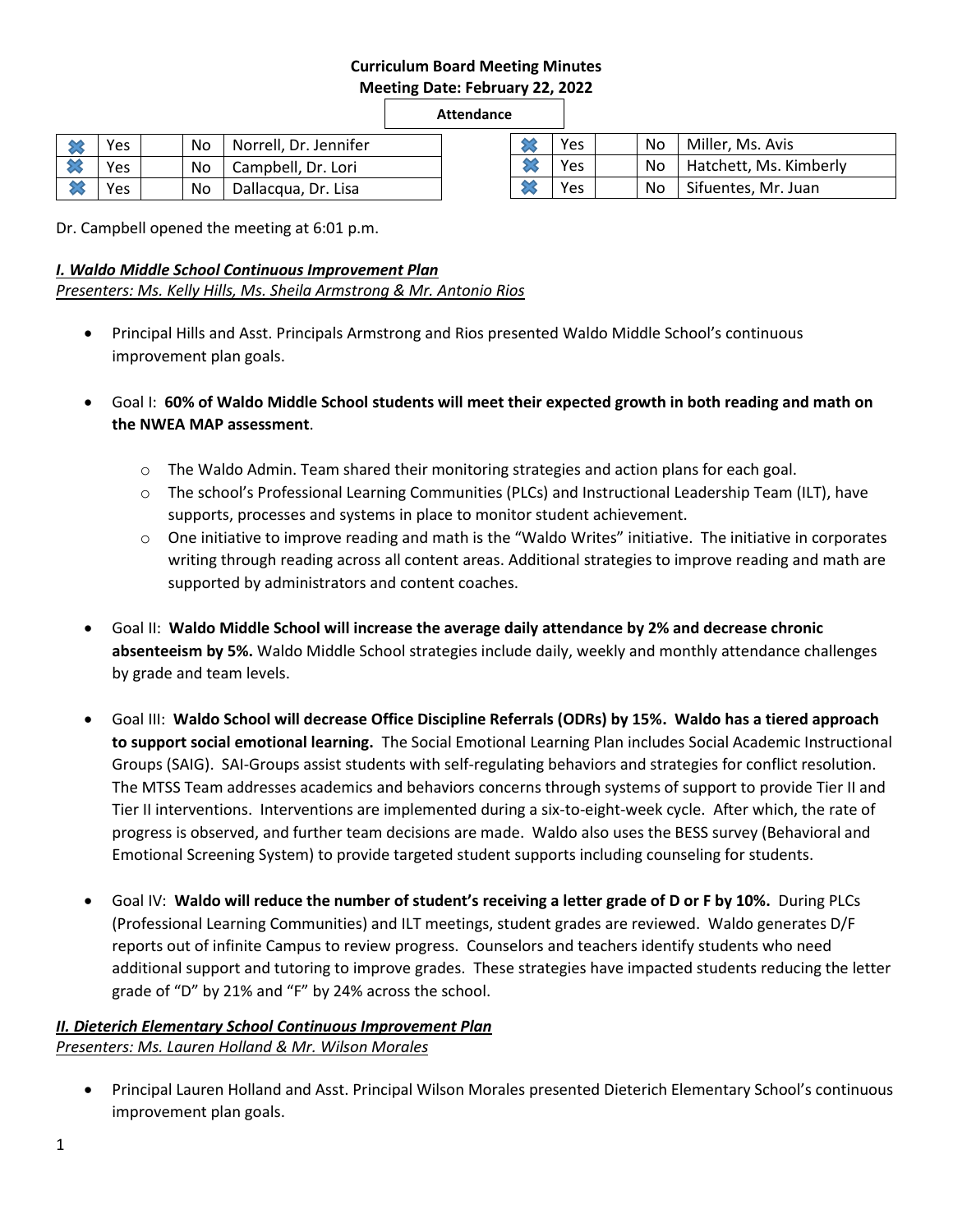**Curriculum Board Meeting Minutes**
**Meeting Date: February 22, 2022**

**Attendance**

| | | | | | | | | | |
|---|---|---|---|---|---|---|---|---|---|
| ✖ | Yes | | No | Norrell, Dr. Jennifer | ✖ | Yes | | No | Miller, Ms. Avis |
| ✖ | Yes | | No | Campbell, Dr. Lori | ✖ | Yes | | No | Hatchett, Ms. Kimberly |
| ✖ | Yes | | No | Dallacqua, Dr. Lisa | ✖ | Yes | | No | Sifuentes, Mr. Juan |

Dr. Campbell opened the meeting at 6:01 p.m.

***I. Waldo Middle School Continuous Improvement Plan***
*Presenters: Ms. Kelly Hills, Ms. Sheila Armstrong & Mr. Antonio Rios*

- Principal Hills and Asst. Principals Armstrong and Rios presented Waldo Middle School's continuous improvement plan goals.

- Goal I: **60% of Waldo Middle School students will meet their expected growth in both reading and math on the NWEA MAP assessment**.
  - The Waldo Admin. Team shared their monitoring strategies and action plans for each goal.
  - The school's Professional Learning Communities (PLCs) and Instructional Leadership Team (ILT), have supports, processes and systems in place to monitor student achievement.
  - One initiative to improve reading and math is the "Waldo Writes" initiative. The initiative in corporates writing through reading across all content areas. Additional strategies to improve reading and math are supported by administrators and content coaches.

- Goal II: **Waldo Middle School will increase the average daily attendance by 2% and decrease chronic absenteeism by 5%.** Waldo Middle School strategies include daily, weekly and monthly attendance challenges by grade and team levels.

- Goal III: **Waldo School will decrease Office Discipline Referrals (ODRs) by 15%. Waldo has a tiered approach to support social emotional learning.** The Social Emotional Learning Plan includes Social Academic Instructional Groups (SAIG). SAI-Groups assist students with self-regulating behaviors and strategies for conflict resolution. The MTSS Team addresses academics and behaviors concerns through systems of support to provide Tier II and Tier II interventions. Interventions are implemented during a six-to-eight-week cycle. After which, the rate of progress is observed, and further team decisions are made. Waldo also uses the BESS survey (Behavioral and Emotional Screening System) to provide targeted student supports including counseling for students.

- Goal IV: **Waldo will reduce the number of student's receiving a letter grade of D or F by 10%.** During PLCs (Professional Learning Communities) and ILT meetings, student grades are reviewed. Waldo generates D/F reports out of infinite Campus to review progress. Counselors and teachers identify students who need additional support and tutoring to improve grades. These strategies have impacted students reducing the letter grade of "D" by 21% and "F" by 24% across the school.

***II. Dieterich Elementary School Continuous Improvement Plan***
*Presenters: Ms. Lauren Holland & Mr. Wilson Morales*

- Principal Lauren Holland and Asst. Principal Wilson Morales presented Dieterich Elementary School's continuous improvement plan goals.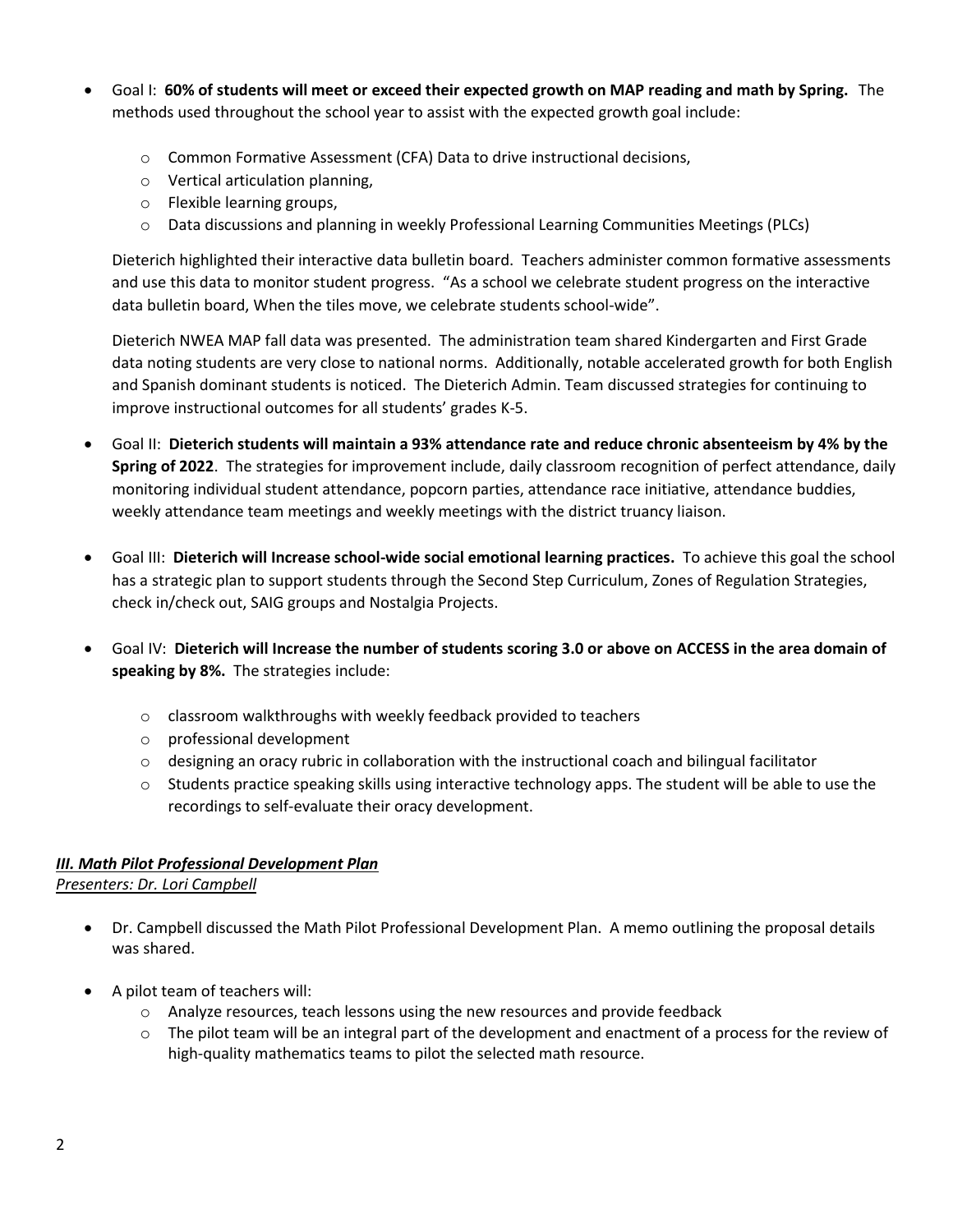- Goal I: **60% of students will meet or exceed their expected growth on MAP reading and math by Spring.** The methods used throughout the school year to assist with the expected growth goal include:
  - Common Formative Assessment (CFA) Data to drive instructional decisions,
  - Vertical articulation planning,
  - Flexible learning groups,
  - Data discussions and planning in weekly Professional Learning Communities Meetings (PLCs)

  Dieterich highlighted their interactive data bulletin board. Teachers administer common formative assessments and use this data to monitor student progress. "As a school we celebrate student progress on the interactive data bulletin board, When the tiles move, we celebrate students school-wide".

  Dieterich NWEA MAP fall data was presented. The administration team shared Kindergarten and First Grade data noting students are very close to national norms. Additionally, notable accelerated growth for both English and Spanish dominant students is noticed. The Dieterich Admin. Team discussed strategies for continuing to improve instructional outcomes for all students' grades K-5.

- Goal II: **Dieterich students will maintain a 93% attendance rate and reduce chronic absenteeism by 4% by the Spring of 2022**. The strategies for improvement include, daily classroom recognition of perfect attendance, daily monitoring individual student attendance, popcorn parties, attendance race initiative, attendance buddies, weekly attendance team meetings and weekly meetings with the district truancy liaison.

- Goal III: **Dieterich will Increase school-wide social emotional learning practices.** To achieve this goal the school has a strategic plan to support students through the Second Step Curriculum, Zones of Regulation Strategies, check in/check out, SAIG groups and Nostalgia Projects.

- Goal IV: **Dieterich will Increase the number of students scoring 3.0 or above on ACCESS in the area domain of speaking by 8%.** The strategies include:
  - classroom walkthroughs with weekly feedback provided to teachers
  - professional development
  - designing an oracy rubric in collaboration with the instructional coach and bilingual facilitator
  - Students practice speaking skills using interactive technology apps. The student will be able to use the recordings to self-evaluate their oracy development.

### ***III. Math Pilot Professional Development Plan***

*Presenters: Dr. Lori Campbell*

- Dr. Campbell discussed the Math Pilot Professional Development Plan. A memo outlining the proposal details was shared.

- A pilot team of teachers will:
  - Analyze resources, teach lessons using the new resources and provide feedback
  - The pilot team will be an integral part of the development and enactment of a process for the review of high-quality mathematics teams to pilot the selected math resource.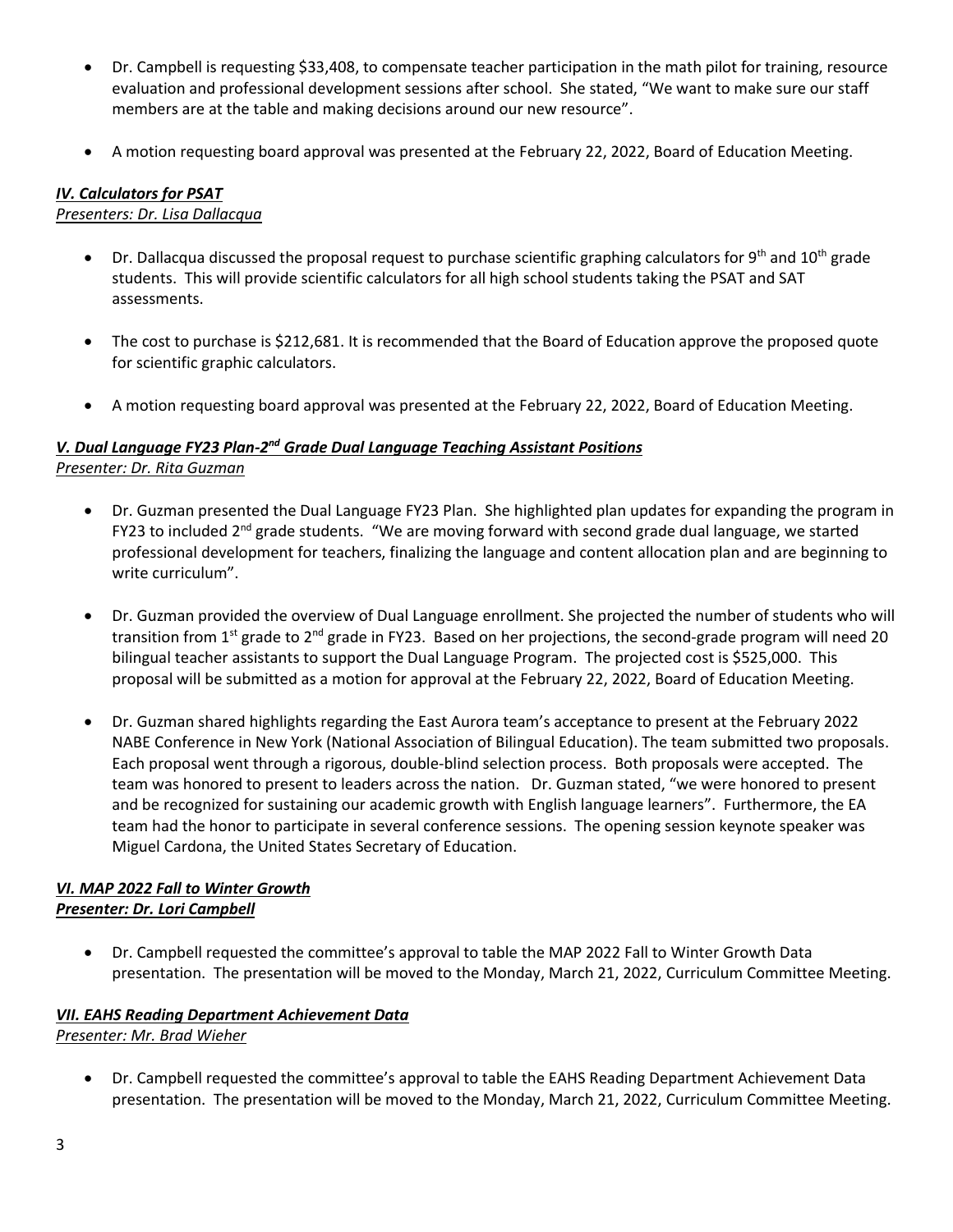- Dr. Campbell is requesting $33,408, to compensate teacher participation in the math pilot for training, resource evaluation and professional development sessions after school. She stated, "We want to make sure our staff members are at the table and making decisions around our new resource".

- A motion requesting board approval was presented at the February 22, 2022, Board of Education Meeting.

### ***IV. Calculators for PSAT***

*Presenters: Dr. Lisa Dallacqua*

- Dr. Dallacqua discussed the proposal request to purchase scientific graphing calculators for 9th and 10th grade students. This will provide scientific calculators for all high school students taking the PSAT and SAT assessments.

- The cost to purchase is $212,681. It is recommended that the Board of Education approve the proposed quote for scientific graphic calculators.

- A motion requesting board approval was presented at the February 22, 2022, Board of Education Meeting.

### ***V. Dual Language FY23 Plan-2nd Grade Dual Language Teaching Assistant Positions***

*Presenter: Dr. Rita Guzman*

- Dr. Guzman presented the Dual Language FY23 Plan. She highlighted plan updates for expanding the program in FY23 to included 2nd grade students. "We are moving forward with second grade dual language, we started professional development for teachers, finalizing the language and content allocation plan and are beginning to write curriculum".

- Dr. Guzman provided the overview of Dual Language enrollment. She projected the number of students who will transition from 1st grade to 2nd grade in FY23. Based on her projections, the second-grade program will need 20 bilingual teacher assistants to support the Dual Language Program. The projected cost is $525,000. This proposal will be submitted as a motion for approval at the February 22, 2022, Board of Education Meeting.

- Dr. Guzman shared highlights regarding the East Aurora team's acceptance to present at the February 2022 NABE Conference in New York (National Association of Bilingual Education). The team submitted two proposals. Each proposal went through a rigorous, double-blind selection process. Both proposals were accepted. The team was honored to present to leaders across the nation. Dr. Guzman stated, "we were honored to present and be recognized for sustaining our academic growth with English language learners". Furthermore, the EA team had the honor to participate in several conference sessions. The opening session keynote speaker was Miguel Cardona, the United States Secretary of Education.

### ***VI. MAP 2022 Fall to Winter Growth***

***Presenter: Dr. Lori Campbell***

- Dr. Campbell requested the committee's approval to table the MAP 2022 Fall to Winter Growth Data presentation. The presentation will be moved to the Monday, March 21, 2022, Curriculum Committee Meeting.

### ***VII. EAHS Reading Department Achievement Data***

*Presenter: Mr. Brad Wieher*

- Dr. Campbell requested the committee's approval to table the EAHS Reading Department Achievement Data presentation. The presentation will be moved to the Monday, March 21, 2022, Curriculum Committee Meeting.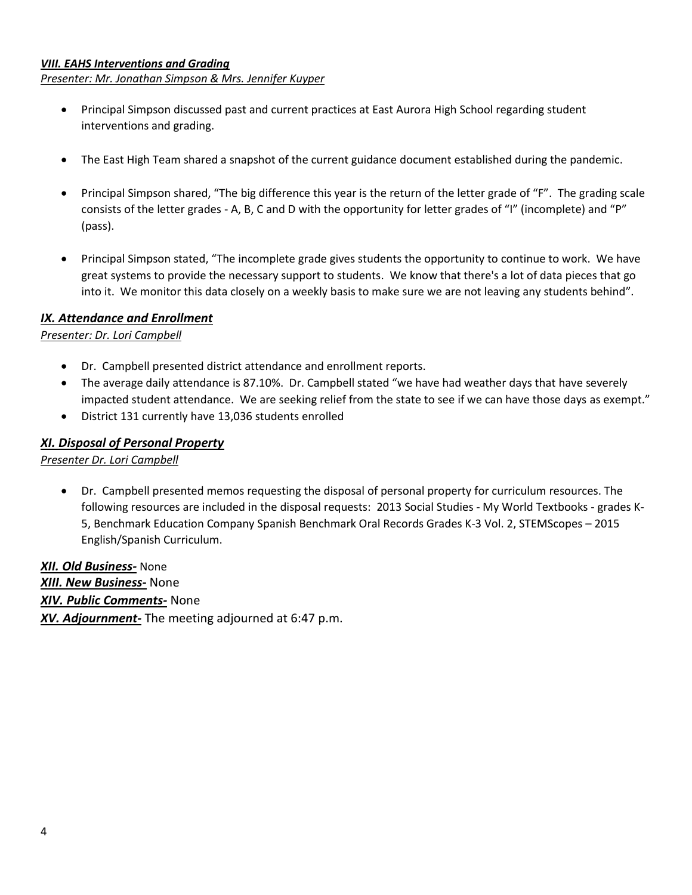### ***VIII. EAHS Interventions and Grading***

*Presenter: Mr. Jonathan Simpson & Mrs. Jennifer Kuyper*

- Principal Simpson discussed past and current practices at East Aurora High School regarding student interventions and grading.

- The East High Team shared a snapshot of the current guidance document established during the pandemic.

- Principal Simpson shared, "The big difference this year is the return of the letter grade of "F". The grading scale consists of the letter grades - A, B, C and D with the opportunity for letter grades of "I" (incomplete) and "P" (pass).

- Principal Simpson stated, "The incomplete grade gives students the opportunity to continue to work. We have great systems to provide the necessary support to students. We know that there's a lot of data pieces that go into it. We monitor this data closely on a weekly basis to make sure we are not leaving any students behind".

### ***IX. Attendance and Enrollment***

*Presenter: Dr. Lori Campbell*

- Dr. Campbell presented district attendance and enrollment reports.
- The average daily attendance is 87.10%. Dr. Campbell stated "we have had weather days that have severely impacted student attendance. We are seeking relief from the state to see if we can have those days as exempt."
- District 131 currently have 13,036 students enrolled

### ***XI. Disposal of Personal Property***

*Presenter Dr. Lori Campbell*

- Dr. Campbell presented memos requesting the disposal of personal property for curriculum resources. The following resources are included in the disposal requests: 2013 Social Studies - My World Textbooks - grades K-5, Benchmark Education Company Spanish Benchmark Oral Records Grades K-3 Vol. 2, STEMScopes – 2015 English/Spanish Curriculum.

***XII. Old Business-*** None
***XIII. New Business-*** None
***XIV. Public Comments-*** None
***XV. Adjournment-*** The meeting adjourned at 6:47 p.m.